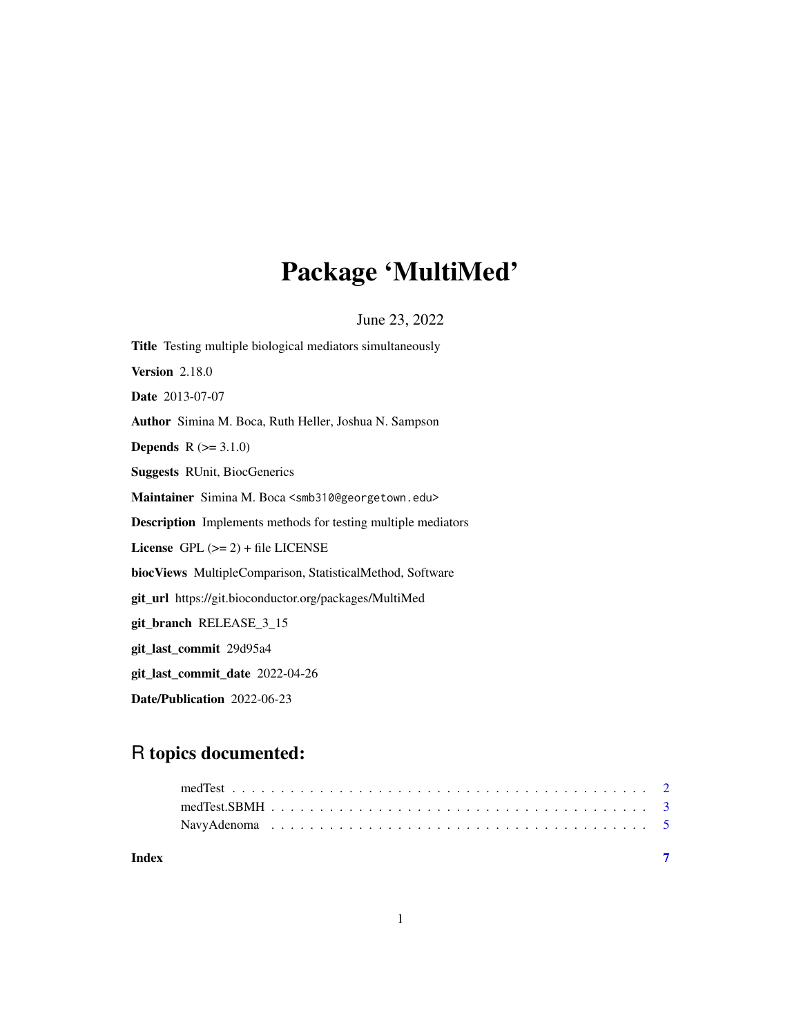# Package 'MultiMed'

June 23, 2022

**Title** Testing multiple biological mediators simultaneously

**Version** 2.18.0

**Date** 2013-07-07

**Author** Simina M. Boca, Ruth Heller, Joshua N. Sampson

**Depends** R (>= 3.1.0)

**Suggests** RUnit, BiocGenerics

**Maintainer** Simina M. Boca <smb310@georgetown.edu>

**Description** Implements methods for testing multiple mediators

**License** GPL (>= 2) + file LICENSE

**biocViews** MultipleComparison, StatisticalMethod, Software

**git_url** https://git.bioconductor.org/packages/MultiMed

**git_branch** RELEASE_3_15

**git_last_commit** 29d95a4

**git_last_commit_date** 2022-04-26

**Date/Publication** 2022-06-23

## R topics documented:

- medTest . . . . . . . . . . . . . . . . . . . . . . . . . . . . . . . . . . . . . . . . . 2
- medTest.SBMH . . . . . . . . . . . . . . . . . . . . . . . . . . . . . . . . . . . . . 3
- NavyAdenoma . . . . . . . . . . . . . . . . . . . . . . . . . . . . . . . . . . . . . . 5

**Index** **7**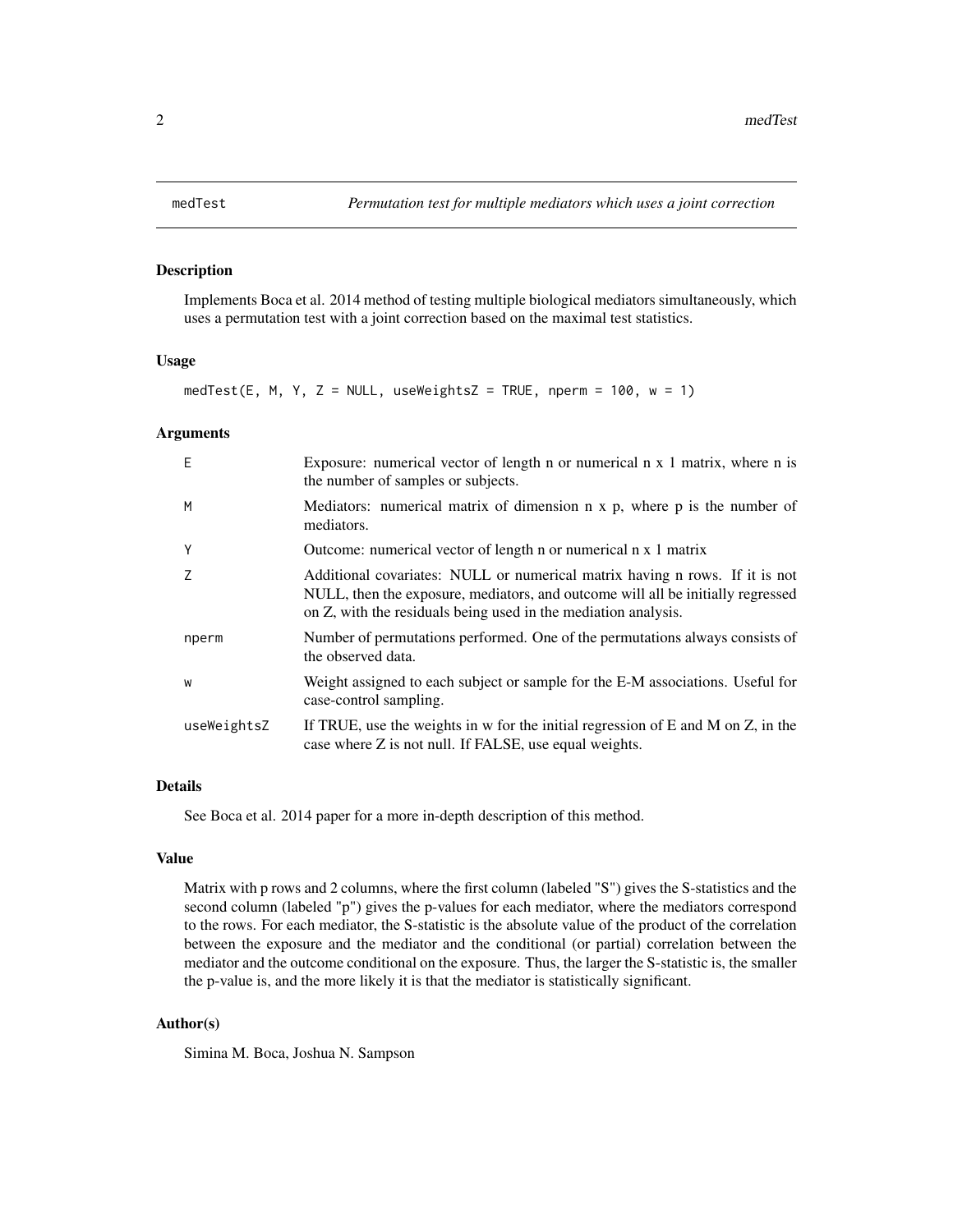# medTest — *Permutation test for multiple mediators which uses a joint correction*

## Description

Implements Boca et al. 2014 method of testing multiple biological mediators simultaneously, which uses a permutation test with a joint correction based on the maximal test statistics.

## Usage

```
medTest(E, M, Y, Z = NULL, useWeightsZ = TRUE, nperm = 100, w = 1)
```

## Arguments

| | |
|---|---|
| `E` | Exposure: numerical vector of length n or numerical n x 1 matrix, where n is the number of samples or subjects. |
| `M` | Mediators: numerical matrix of dimension n x p, where p is the number of mediators. |
| `Y` | Outcome: numerical vector of length n or numerical n x 1 matrix |
| `Z` | Additional covariates: NULL or numerical matrix having n rows. If it is not NULL, then the exposure, mediators, and outcome will all be initially regressed on Z, with the residuals being used in the mediation analysis. |
| `nperm` | Number of permutations performed. One of the permutations always consists of the observed data. |
| `w` | Weight assigned to each subject or sample for the E-M associations. Useful for case-control sampling. |
| `useWeightsZ` | If TRUE, use the weights in w for the initial regression of E and M on Z, in the case where Z is not null. If FALSE, use equal weights. |

## Details

See Boca et al. 2014 paper for a more in-depth description of this method.

## Value

Matrix with p rows and 2 columns, where the first column (labeled "S") gives the S-statistics and the second column (labeled "p") gives the p-values for each mediator, where the mediators correspond to the rows. For each mediator, the S-statistic is the absolute value of the product of the correlation between the exposure and the mediator and the conditional (or partial) correlation between the mediator and the outcome conditional on the exposure. Thus, the larger the S-statistic is, the smaller the p-value is, and the more likely it is that the mediator is statistically significant.

## Author(s)

Simina M. Boca, Joshua N. Sampson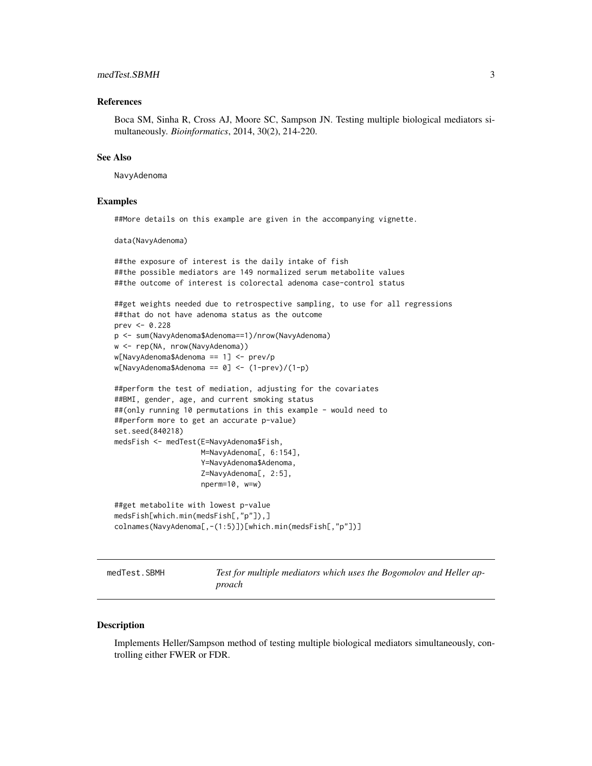### References

Boca SM, Sinha R, Cross AJ, Moore SC, Sampson JN. Testing multiple biological mediators simultaneously. *Bioinformatics*, 2014, 30(2), 214-220.

### See Also

NavyAdenoma

### Examples

```
##More details on this example are given in the accompanying vignette.

data(NavyAdenoma)

##the exposure of interest is the daily intake of fish
##the possible mediators are 149 normalized serum metabolite values
##the outcome of interest is colorectal adenoma case-control status

##get weights needed due to retrospective sampling, to use for all regressions
##that do not have adenoma status as the outcome
prev <- 0.228
p <- sum(NavyAdenoma$Adenoma==1)/nrow(NavyAdenoma)
w <- rep(NA, nrow(NavyAdenoma))
w[NavyAdenoma$Adenoma == 1] <- prev/p
w[NavyAdenoma$Adenoma == 0] <- (1-prev)/(1-p)

##perform the test of mediation, adjusting for the covariates
##BMI, gender, age, and current smoking status
##(only running 10 permutations in this example - would need to
##perform more to get an accurate p-value)
set.seed(840218)
medsFish <- medTest(E=NavyAdenoma$Fish,
                    M=NavyAdenoma[, 6:154],
                    Y=NavyAdenoma$Adenoma,
                    Z=NavyAdenoma[, 2:5],
                    nperm=10, w=w)

##get metabolite with lowest p-value
medsFish[which.min(medsFish[,"p"]),]
colnames(NavyAdenoma[,-(1:5)])[which.min(medsFish[,"p"])]
```

---

## medTest.SBMH — *Test for multiple mediators which uses the Bogomolov and Heller approach*

---

### Description

Implements Heller/Sampson method of testing multiple biological mediators simultaneously, controlling either FWER or FDR.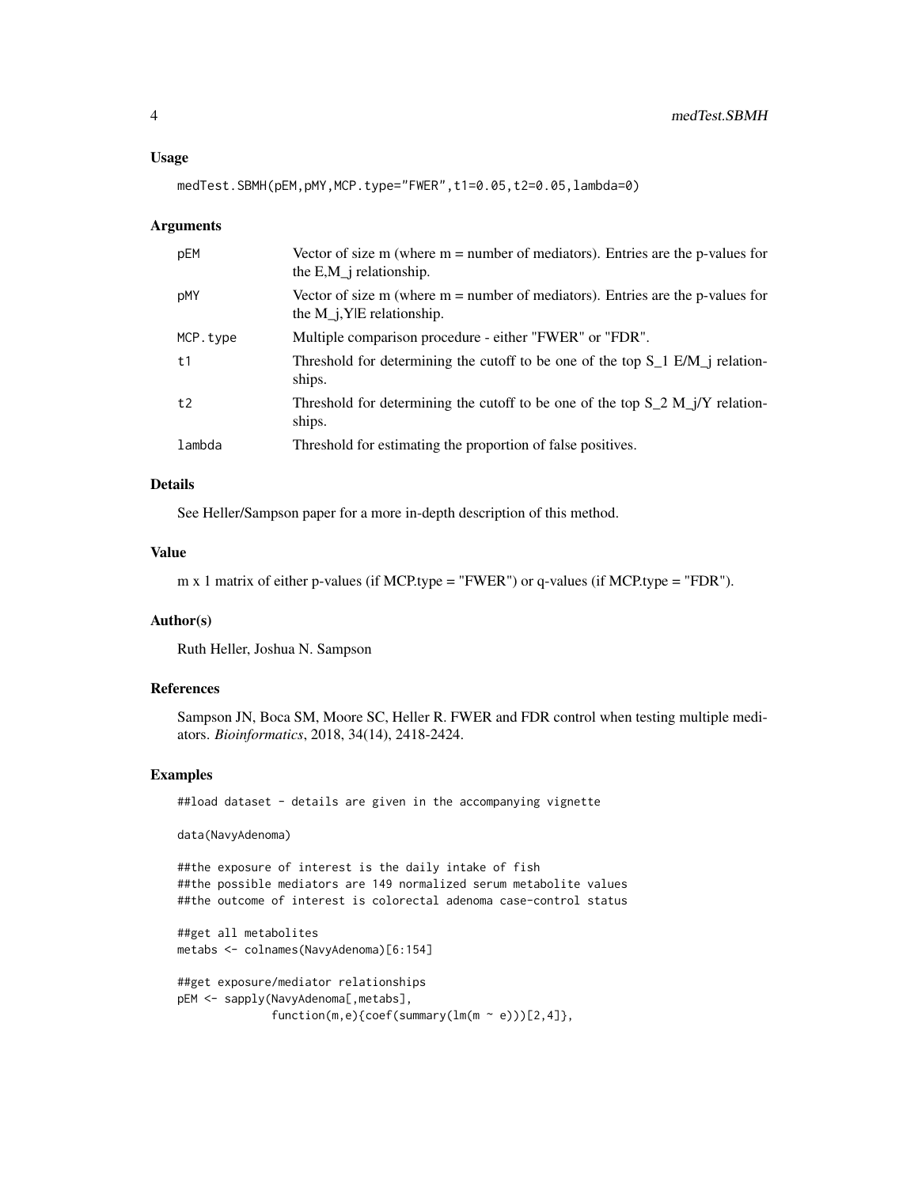### Usage

```
medTest.SBMH(pEM,pMY,MCP.type="FWER",t1=0.05,t2=0.05,lambda=0)
```

### Arguments

| | |
|---|---|
| pEM | Vector of size m (where m = number of mediators). Entries are the p-values for the E,M_j relationship. |
| pMY | Vector of size m (where m = number of mediators). Entries are the p-values for the M_j,Y\|E relationship. |
| MCP.type | Multiple comparison procedure - either "FWER" or "FDR". |
| t1 | Threshold for determining the cutoff to be one of the top S_1 E/M_j relationships. |
| t2 | Threshold for determining the cutoff to be one of the top S_2 M_j/Y relationships. |
| lambda | Threshold for estimating the proportion of false positives. |

### Details

See Heller/Sampson paper for a more in-depth description of this method.

### Value

m x 1 matrix of either p-values (if MCP.type = "FWER") or q-values (if MCP.type = "FDR").

### Author(s)

Ruth Heller, Joshua N. Sampson

### References

Sampson JN, Boca SM, Moore SC, Heller R. FWER and FDR control when testing multiple mediators. *Bioinformatics*, 2018, 34(14), 2418-2424.

### Examples

```
##load dataset - details are given in the accompanying vignette

data(NavyAdenoma)

##the exposure of interest is the daily intake of fish
##the possible mediators are 149 normalized serum metabolite values
##the outcome of interest is colorectal adenoma case-control status

##get all metabolites
metabs <- colnames(NavyAdenoma)[6:154]

##get exposure/mediator relationships
pEM <- sapply(NavyAdenoma[,metabs],
              function(m,e){coef(summary(lm(m ~ e)))[2,4]},
```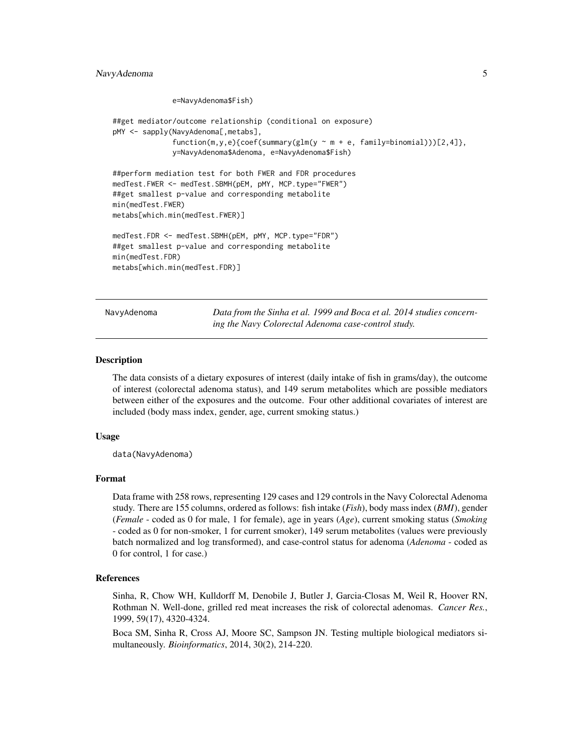```
              e=NavyAdenoma$Fish)

##get mediator/outcome relationship (conditional on exposure)
pMY <- sapply(NavyAdenoma[,metabs],
              function(m,y,e){coef(summary(glm(y ~ m + e, family=binomial)))[2,4]},
              y=NavyAdenoma$Adenoma, e=NavyAdenoma$Fish)

##perform mediation test for both FWER and FDR procedures
medTest.FWER <- medTest.SBMH(pEM, pMY, MCP.type="FWER")
##get smallest p-value and corresponding metabolite
min(medTest.FWER)
metabs[which.min(medTest.FWER)]

medTest.FDR <- medTest.SBMH(pEM, pMY, MCP.type="FDR")
##get smallest p-value and corresponding metabolite
min(medTest.FDR)
metabs[which.min(medTest.FDR)]
```

---

NavyAdenoma — *Data from the Sinha et al. 1999 and Boca et al. 2014 studies concerning the Navy Colorectal Adenoma case-control study.*

---

## Description

The data consists of a dietary exposures of interest (daily intake of fish in grams/day), the outcome of interest (colorectal adenoma status), and 149 serum metabolites which are possible mediators between either of the exposures and the outcome. Four other additional covariates of interest are included (body mass index, gender, age, current smoking status.)

## Usage

```
data(NavyAdenoma)
```

## Format

Data frame with 258 rows, representing 129 cases and 129 controls in the Navy Colorectal Adenoma study. There are 155 columns, ordered as follows: fish intake (*Fish*), body mass index (*BMI*), gender (*Female* - coded as 0 for male, 1 for female), age in years (*Age*), current smoking status (*Smoking* - coded as 0 for non-smoker, 1 for current smoker), 149 serum metabolites (values were previously batch normalized and log transformed), and case-control status for adenoma (*Adenoma* - coded as 0 for control, 1 for case.)

## References

Sinha, R, Chow WH, Kulldorff M, Denobile J, Butler J, Garcia-Closas M, Weil R, Hoover RN, Rothman N. Well-done, grilled red meat increases the risk of colorectal adenomas. *Cancer Res.*, 1999, 59(17), 4320-4324.

Boca SM, Sinha R, Cross AJ, Moore SC, Sampson JN. Testing multiple biological mediators simultaneously. *Bioinformatics*, 2014, 30(2), 214-220.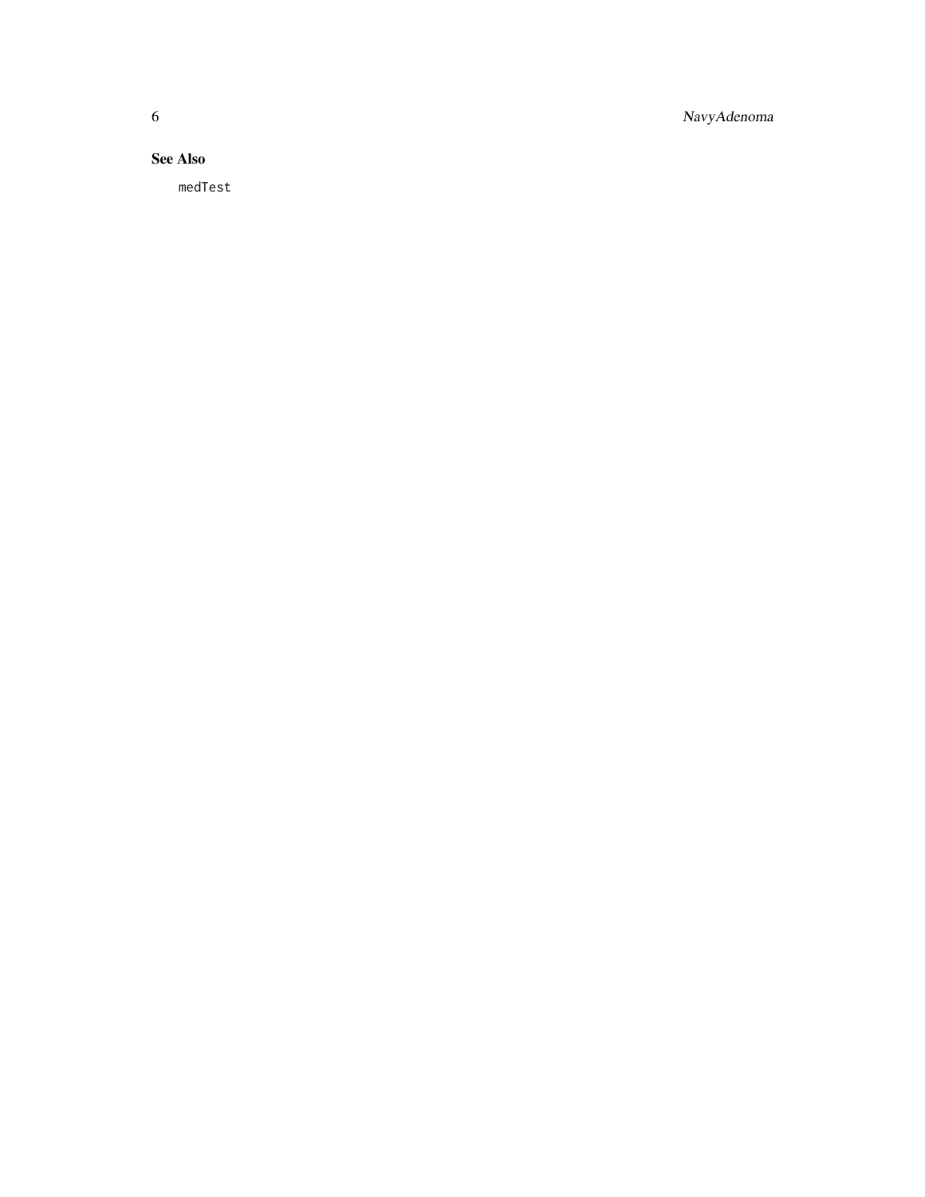### See Also

`medTest`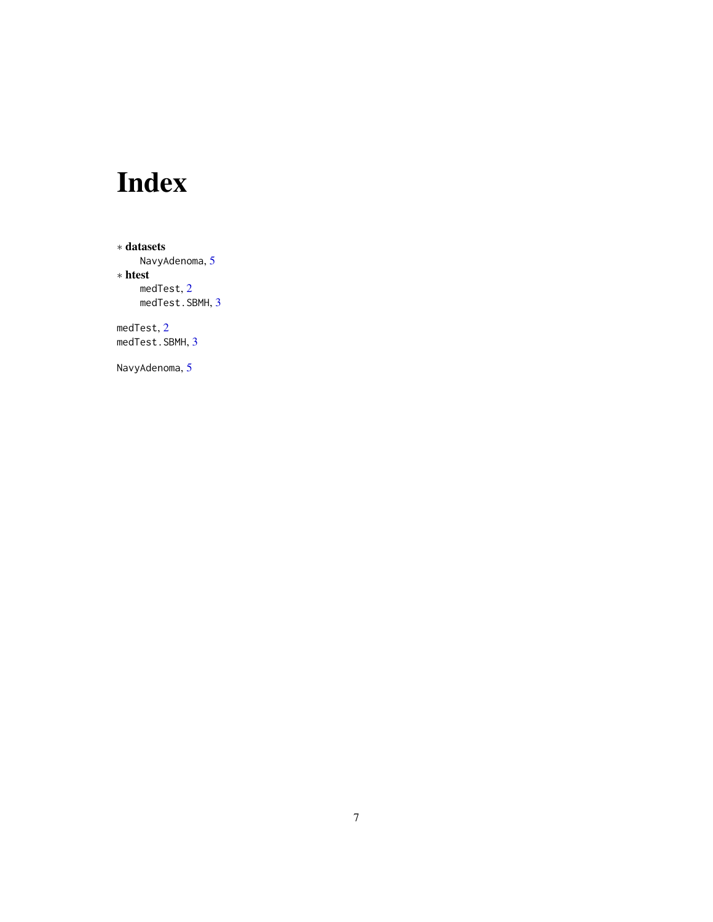# Index

∗ **datasets**
  NavyAdenoma, 5
∗ **htest**
  medTest, 2
  medTest.SBMH, 3

medTest, 2
medTest.SBMH, 3

NavyAdenoma, 5